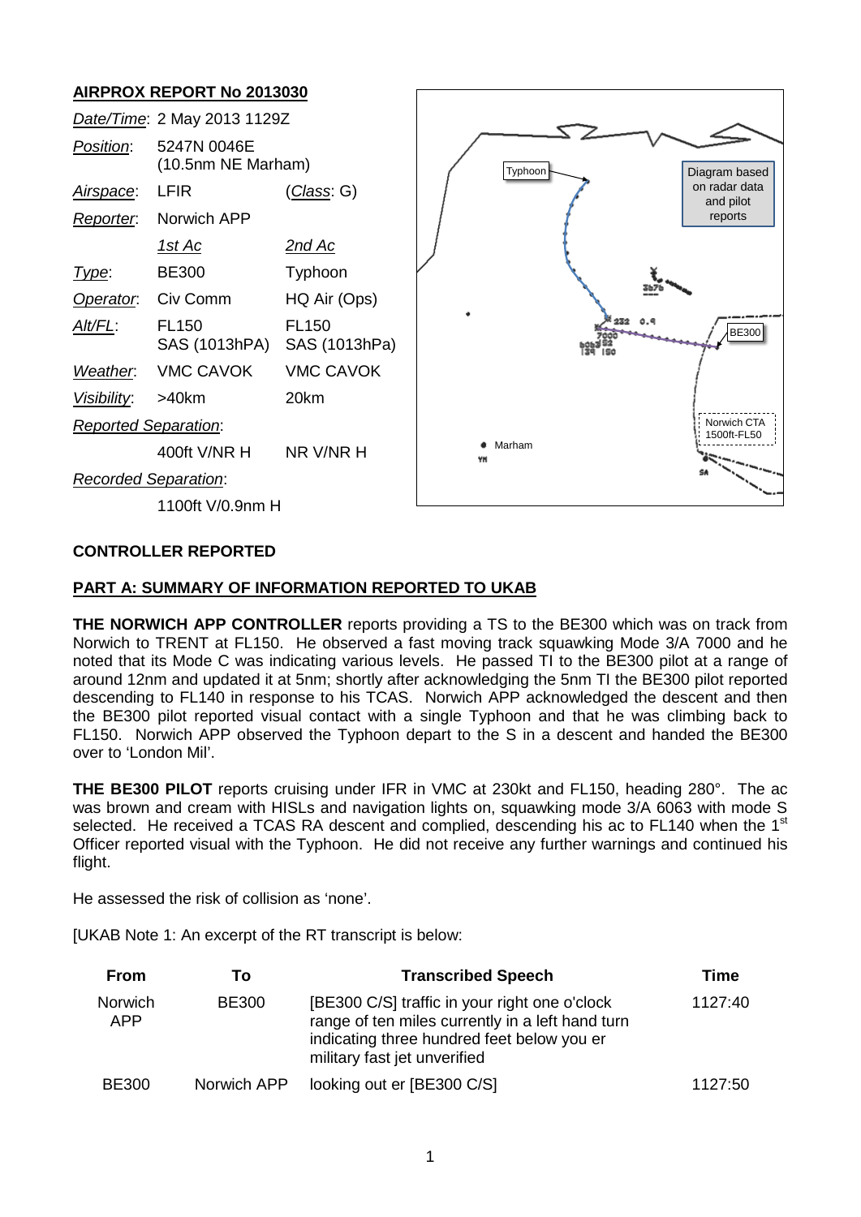## AIRPROX REPORT No 2013030

| | | |
|---|---|---|
| *Date/Time*: | 2 May 2013 1129Z | |
| *Position*: | 5247N 0046E (10.5nm NE Marham) | |
| *Airspace*: | LFIR | (*Class*: G) |
| *Reporter*: | Norwich APP | |
| | *1st Ac* | *2nd Ac* |
| *Type*: | BE300 | Typhoon |
| *Operator*: | Civ Comm | HQ Air (Ops) |
| *Alt/FL*: | FL150 SAS (1013hPa) | FL150 SAS (1013hPa) |
| *Weather*: | VMC CAVOK | VMC CAVOK |
| *Visibility*: | >40km | 20km |
| *Reported Separation*: | | |
| | 400ft V/NR H | NR V/NR H |
| *Recorded Separation*: | | |
| | 1100ft V/0.9nm H | |

Diagram based on radar data and pilot reports

### CONTROLLER REPORTED

### PART A: SUMMARY OF INFORMATION REPORTED TO UKAB

**THE NORWICH APP CONTROLLER** reports providing a TS to the BE300 which was on track from Norwich to TRENT at FL150. He observed a fast moving track squawking Mode 3/A 7000 and he noted that its Mode C was indicating various levels. He passed TI to the BE300 pilot at a range of around 12nm and updated it at 5nm; shortly after acknowledging the 5nm TI the BE300 pilot reported descending to FL140 in response to his TCAS. Norwich APP acknowledged the descent and then the BE300 pilot reported visual contact with a single Typhoon and that he was climbing back to FL150. Norwich APP observed the Typhoon depart to the S in a descent and handed the BE300 over to 'London Mil'.

**THE BE300 PILOT** reports cruising under IFR in VMC at 230kt and FL150, heading 280°. The ac was brown and cream with HISLs and navigation lights on, squawking mode 3/A 6063 with mode S selected. He received a TCAS RA descent and complied, descending his ac to FL140 when the 1st Officer reported visual with the Typhoon. He did not receive any further warnings and continued his flight.

He assessed the risk of collision as 'none'.

[UKAB Note 1: An excerpt of the RT transcript is below:

| From | To | Transcribed Speech | Time |
|---|---|---|---|
| Norwich APP | BE300 | [BE300 C/S] traffic in your right one o'clock range of ten miles currently in a left hand turn indicating three hundred feet below you er military fast jet unverified | 1127:40 |
| BE300 | Norwich APP | looking out er [BE300 C/S] | 1127:50 |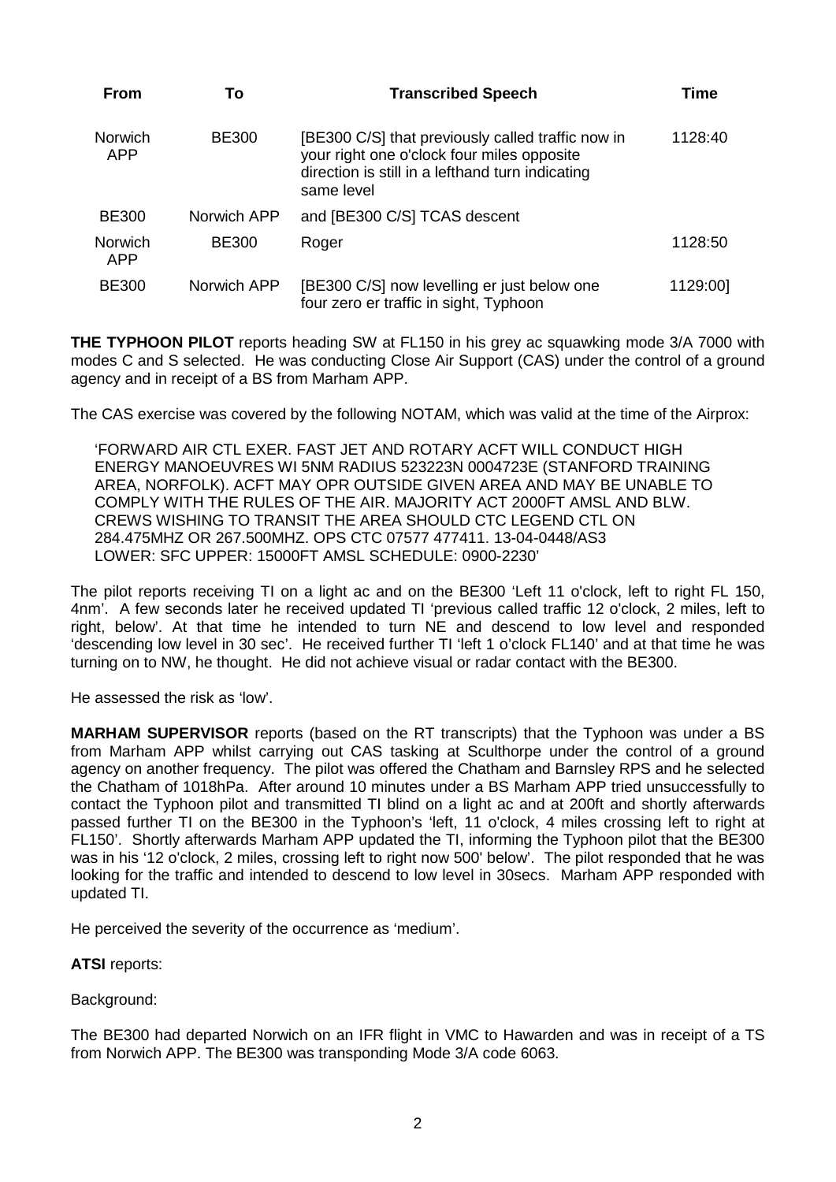| From | To | Transcribed Speech | Time |
|---|---|---|---|
| Norwich APP | BE300 | [BE300 C/S] that previously called traffic now in your right one o'clock four miles opposite direction is still in a lefthand turn indicating same level | 1128:40 |
| BE300 | Norwich APP | and [BE300 C/S] TCAS descent | |
| Norwich APP | BE300 | Roger | 1128:50 |
| BE300 | Norwich APP | [BE300 C/S] now levelling er just below one four zero er traffic in sight, Typhoon | 1129:00] |

**THE TYPHOON PILOT** reports heading SW at FL150 in his grey ac squawking mode 3/A 7000 with modes C and S selected. He was conducting Close Air Support (CAS) under the control of a ground agency and in receipt of a BS from Marham APP.

The CAS exercise was covered by the following NOTAM, which was valid at the time of the Airprox:

> 'FORWARD AIR CTL EXER. FAST JET AND ROTARY ACFT WILL CONDUCT HIGH ENERGY MANOEUVRES WI 5NM RADIUS 523223N 0004723E (STANFORD TRAINING AREA, NORFOLK). ACFT MAY OPR OUTSIDE GIVEN AREA AND MAY BE UNABLE TO COMPLY WITH THE RULES OF THE AIR. MAJORITY ACT 2000FT AMSL AND BLW. CREWS WISHING TO TRANSIT THE AREA SHOULD CTC LEGEND CTL ON 284.475MHZ OR 267.500MHZ. OPS CTC 07577 477411. 13-04-0448/AS3 LOWER: SFC UPPER: 15000FT AMSL SCHEDULE: 0900-2230'

The pilot reports receiving TI on a light ac and on the BE300 'Left 11 o'clock, left to right FL 150, 4nm'. A few seconds later he received updated TI 'previous called traffic 12 o'clock, 2 miles, left to right, below'. At that time he intended to turn NE and descend to low level and responded 'descending low level in 30 sec'. He received further TI 'left 1 o'clock FL140' and at that time he was turning on to NW, he thought. He did not achieve visual or radar contact with the BE300.

He assessed the risk as 'low'.

**MARHAM SUPERVISOR** reports (based on the RT transcripts) that the Typhoon was under a BS from Marham APP whilst carrying out CAS tasking at Sculthorpe under the control of a ground agency on another frequency. The pilot was offered the Chatham and Barnsley RPS and he selected the Chatham of 1018hPa. After around 10 minutes under a BS Marham APP tried unsuccessfully to contact the Typhoon pilot and transmitted TI blind on a light ac and at 200ft and shortly afterwards passed further TI on the BE300 in the Typhoon's 'left, 11 o'clock, 4 miles crossing left to right at FL150'. Shortly afterwards Marham APP updated the TI, informing the Typhoon pilot that the BE300 was in his '12 o'clock, 2 miles, crossing left to right now 500' below'. The pilot responded that he was looking for the traffic and intended to descend to low level in 30secs. Marham APP responded with updated TI.

He perceived the severity of the occurrence as 'medium'.

**ATSI** reports:

Background:

The BE300 had departed Norwich on an IFR flight in VMC to Hawarden and was in receipt of a TS from Norwich APP. The BE300 was transponding Mode 3/A code 6063.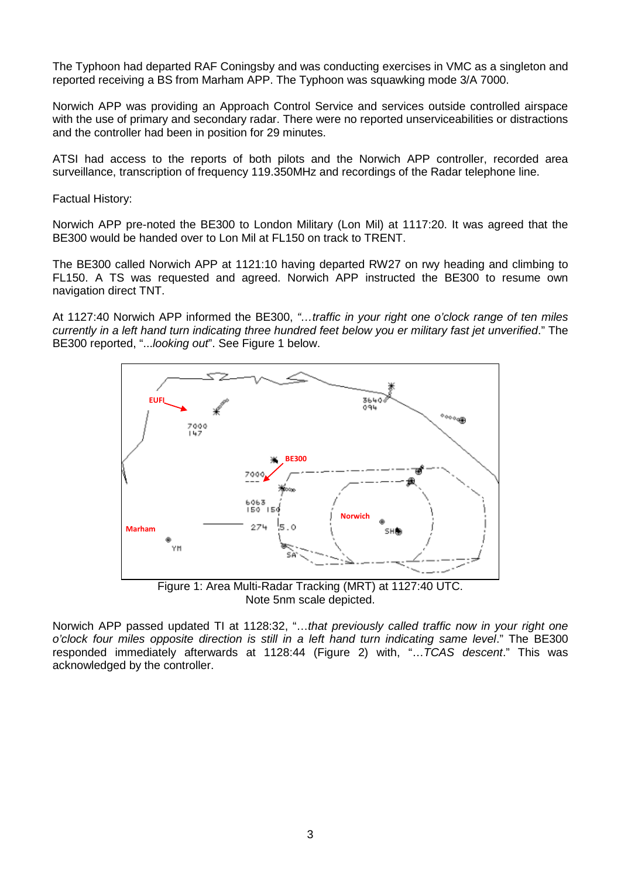The Typhoon had departed RAF Coningsby and was conducting exercises in VMC as a singleton and reported receiving a BS from Marham APP. The Typhoon was squawking mode 3/A 7000.

Norwich APP was providing an Approach Control Service and services outside controlled airspace with the use of primary and secondary radar. There were no reported unserviceabilities or distractions and the controller had been in position for 29 minutes.

ATSI had access to the reports of both pilots and the Norwich APP controller, recorded area surveillance, transcription of frequency 119.350MHz and recordings of the Radar telephone line.

Factual History:

Norwich APP pre-noted the BE300 to London Military (Lon Mil) at 1117:20. It was agreed that the BE300 would be handed over to Lon Mil at FL150 on track to TRENT.

The BE300 called Norwich APP at 1121:10 having departed RW27 on rwy heading and climbing to FL150. A TS was requested and agreed. Norwich APP instructed the BE300 to resume own navigation direct TNT.

At 1127:40 Norwich APP informed the BE300, *"…traffic in your right one o'clock range of ten miles currently in a left hand turn indicating three hundred feet below you er military fast jet unverified*." The BE300 reported, "*...looking out*". See Figure 1 below.

Figure 1: Area Multi-Radar Tracking (MRT) at 1127:40 UTC.
Note 5nm scale depicted.

Norwich APP passed updated TI at 1128:32, "*…that previously called traffic now in your right one o'clock four miles opposite direction is still in a left hand turn indicating same level*." The BE300 responded immediately afterwards at 1128:44 (Figure 2) with, "*…TCAS descent*." This was acknowledged by the controller.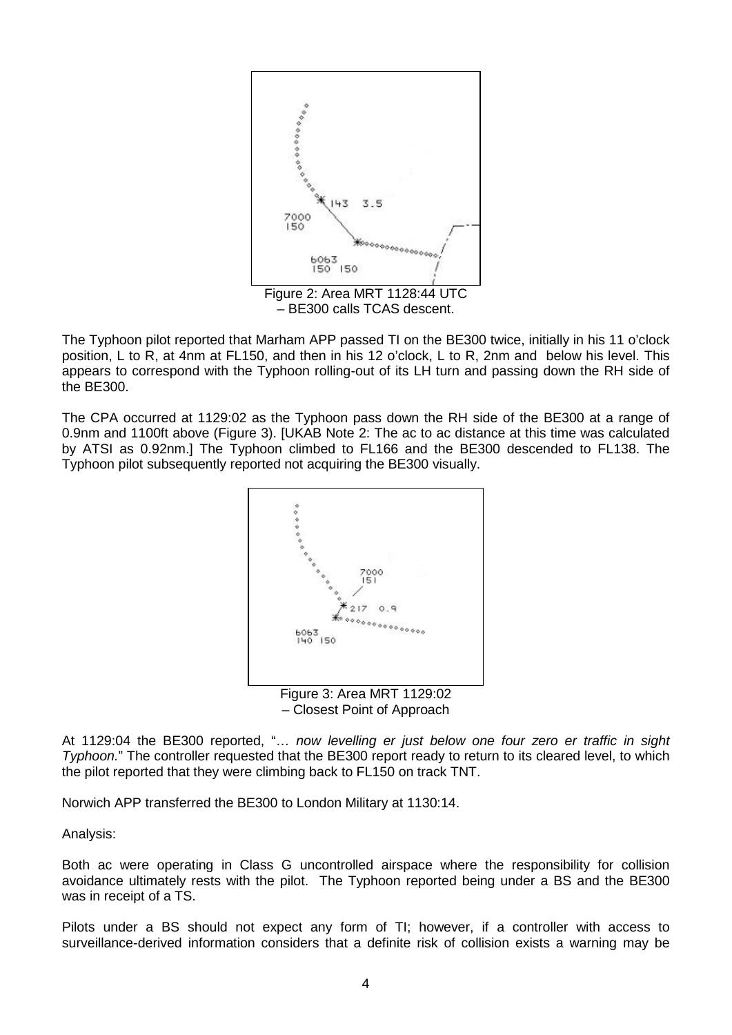Figure 2: Area MRT 1128:44 UTC – BE300 calls TCAS descent.

The Typhoon pilot reported that Marham APP passed TI on the BE300 twice, initially in his 11 o'clock position, L to R, at 4nm at FL150, and then in his 12 o'clock, L to R, 2nm and below his level. This appears to correspond with the Typhoon rolling-out of its LH turn and passing down the RH side of the BE300.

The CPA occurred at 1129:02 as the Typhoon pass down the RH side of the BE300 at a range of 0.9nm and 1100ft above (Figure 3). [UKAB Note 2: The ac to ac distance at this time was calculated by ATSI as 0.92nm.] The Typhoon climbed to FL166 and the BE300 descended to FL138. The Typhoon pilot subsequently reported not acquiring the BE300 visually.

Figure 3: Area MRT 1129:02 – Closest Point of Approach

At 1129:04 the BE300 reported, "… *now levelling er just below one four zero er traffic in sight Typhoon.*" The controller requested that the BE300 report ready to return to its cleared level, to which the pilot reported that they were climbing back to FL150 on track TNT.

Norwich APP transferred the BE300 to London Military at 1130:14.

Analysis:

Both ac were operating in Class G uncontrolled airspace where the responsibility for collision avoidance ultimately rests with the pilot. The Typhoon reported being under a BS and the BE300 was in receipt of a TS.

Pilots under a BS should not expect any form of TI; however, if a controller with access to surveillance-derived information considers that a definite risk of collision exists a warning may be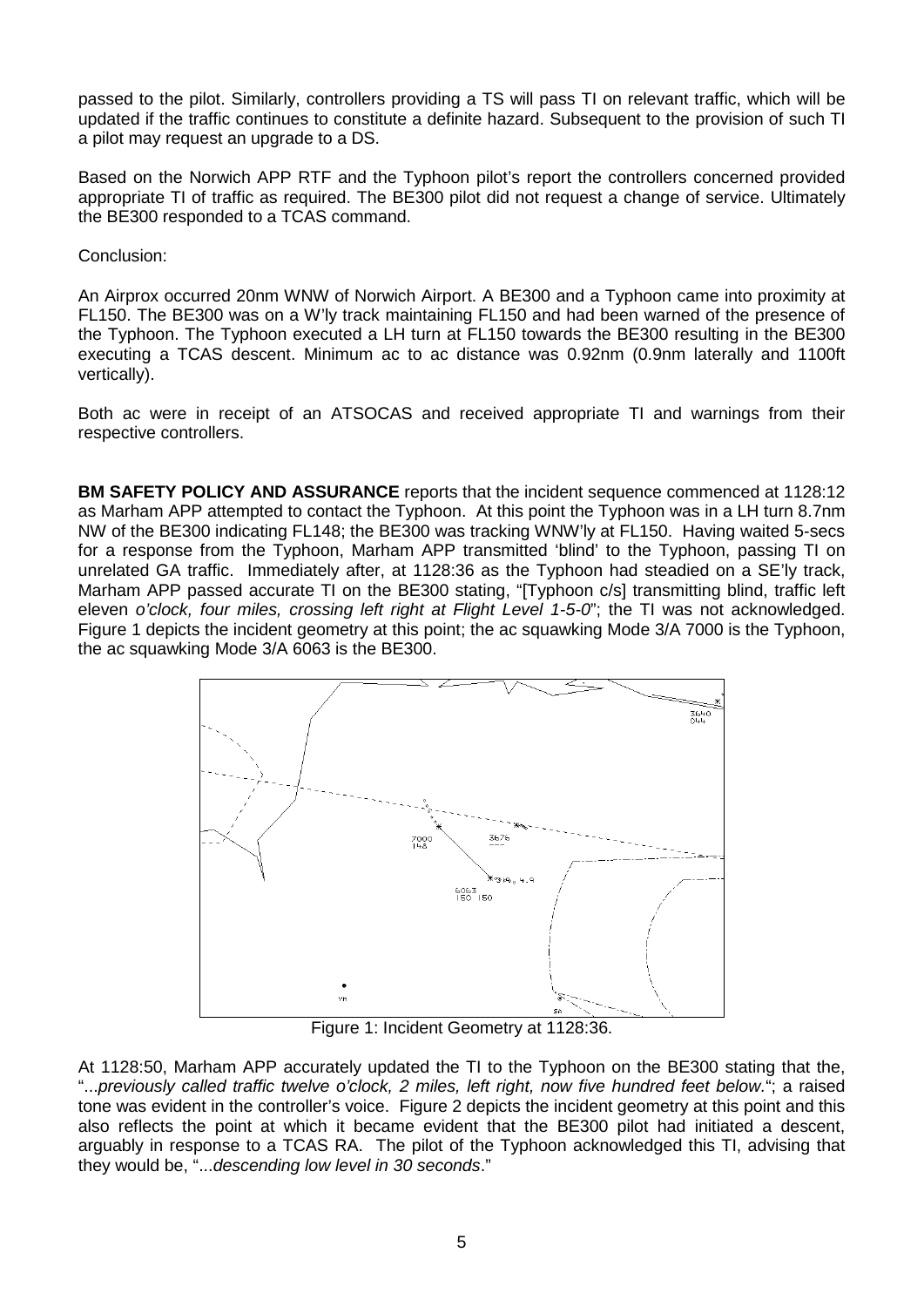passed to the pilot. Similarly, controllers providing a TS will pass TI on relevant traffic, which will be updated if the traffic continues to constitute a definite hazard. Subsequent to the provision of such TI a pilot may request an upgrade to a DS.

Based on the Norwich APP RTF and the Typhoon pilot's report the controllers concerned provided appropriate TI of traffic as required. The BE300 pilot did not request a change of service. Ultimately the BE300 responded to a TCAS command.

Conclusion:

An Airprox occurred 20nm WNW of Norwich Airport. A BE300 and a Typhoon came into proximity at FL150. The BE300 was on a W'ly track maintaining FL150 and had been warned of the presence of the Typhoon. The Typhoon executed a LH turn at FL150 towards the BE300 resulting in the BE300 executing a TCAS descent. Minimum ac to ac distance was 0.92nm (0.9nm laterally and 1100ft vertically).

Both ac were in receipt of an ATSOCAS and received appropriate TI and warnings from their respective controllers.

**BM SAFETY POLICY AND ASSURANCE** reports that the incident sequence commenced at 1128:12 as Marham APP attempted to contact the Typhoon. At this point the Typhoon was in a LH turn 8.7nm NW of the BE300 indicating FL148; the BE300 was tracking WNW'ly at FL150. Having waited 5-secs for a response from the Typhoon, Marham APP transmitted 'blind' to the Typhoon, passing TI on unrelated GA traffic. Immediately after, at 1128:36 as the Typhoon had steadied on a SE'ly track, Marham APP passed accurate TI on the BE300 stating, "[Typhoon c/s] transmitting blind, traffic left eleven *o'clock, four miles, crossing left right at Flight Level 1-5-0*"; the TI was not acknowledged. Figure 1 depicts the incident geometry at this point; the ac squawking Mode 3/A 7000 is the Typhoon, the ac squawking Mode 3/A 6063 is the BE300.

Figure 1: Incident Geometry at 1128:36.

At 1128:50, Marham APP accurately updated the TI to the Typhoon on the BE300 stating that the, "...*previously called traffic twelve o'clock, 2 miles, left right, now five hundred feet below.*"; a raised tone was evident in the controller's voice. Figure 2 depicts the incident geometry at this point and this also reflects the point at which it became evident that the BE300 pilot had initiated a descent, arguably in response to a TCAS RA. The pilot of the Typhoon acknowledged this TI, advising that they would be, "...*descending low level in 30 seconds*."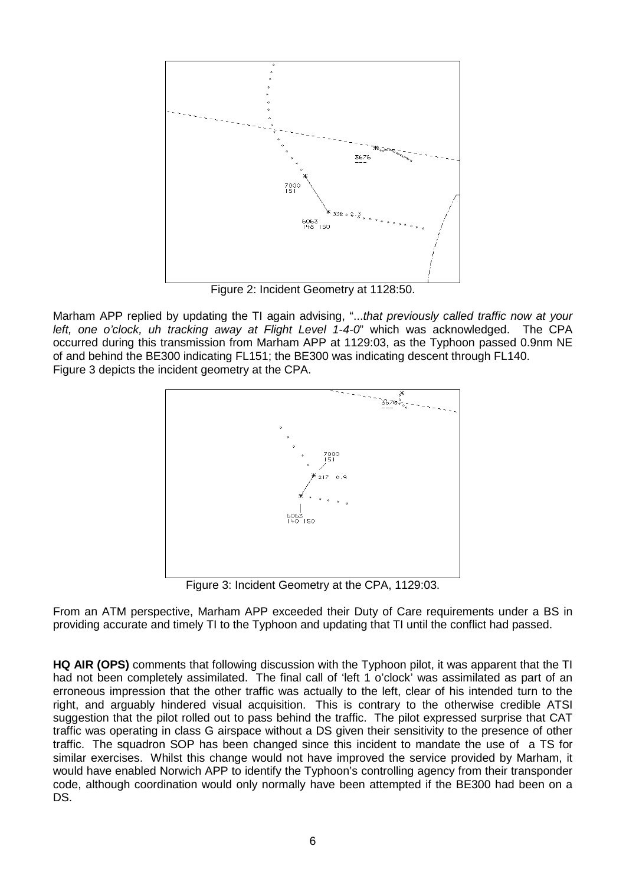Figure 2: Incident Geometry at 1128:50.

Marham APP replied by updating the TI again advising, "...*that previously called traffic now at your left, one o'clock, uh tracking away at Flight Level 1-4-0*" which was acknowledged. The CPA occurred during this transmission from Marham APP at 1129:03, as the Typhoon passed 0.9nm NE of and behind the BE300 indicating FL151; the BE300 was indicating descent through FL140. Figure 3 depicts the incident geometry at the CPA.

Figure 3: Incident Geometry at the CPA, 1129:03.

From an ATM perspective, Marham APP exceeded their Duty of Care requirements under a BS in providing accurate and timely TI to the Typhoon and updating that TI until the conflict had passed.

**HQ AIR (OPS)** comments that following discussion with the Typhoon pilot, it was apparent that the TI had not been completely assimilated. The final call of 'left 1 o'clock' was assimilated as part of an erroneous impression that the other traffic was actually to the left, clear of his intended turn to the right, and arguably hindered visual acquisition. This is contrary to the otherwise credible ATSI suggestion that the pilot rolled out to pass behind the traffic. The pilot expressed surprise that CAT traffic was operating in class G airspace without a DS given their sensitivity to the presence of other traffic. The squadron SOP has been changed since this incident to mandate the use of a TS for similar exercises. Whilst this change would not have improved the service provided by Marham, it would have enabled Norwich APP to identify the Typhoon's controlling agency from their transponder code, although coordination would only normally have been attempted if the BE300 had been on a DS.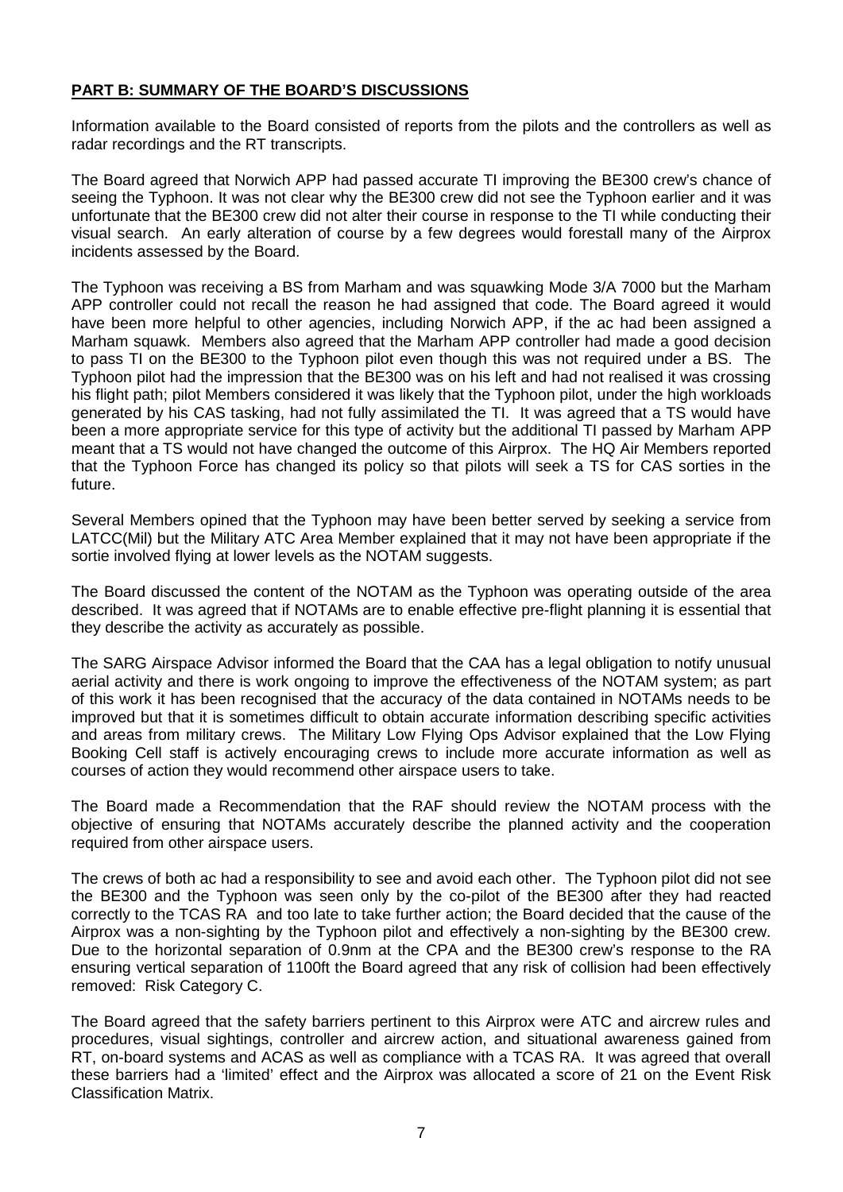## **PART B: SUMMARY OF THE BOARD'S DISCUSSIONS**

Information available to the Board consisted of reports from the pilots and the controllers as well as radar recordings and the RT transcripts.

The Board agreed that Norwich APP had passed accurate TI improving the BE300 crew's chance of seeing the Typhoon. It was not clear why the BE300 crew did not see the Typhoon earlier and it was unfortunate that the BE300 crew did not alter their course in response to the TI while conducting their visual search. An early alteration of course by a few degrees would forestall many of the Airprox incidents assessed by the Board.

The Typhoon was receiving a BS from Marham and was squawking Mode 3/A 7000 but the Marham APP controller could not recall the reason he had assigned that code. The Board agreed it would have been more helpful to other agencies, including Norwich APP, if the ac had been assigned a Marham squawk. Members also agreed that the Marham APP controller had made a good decision to pass TI on the BE300 to the Typhoon pilot even though this was not required under a BS. The Typhoon pilot had the impression that the BE300 was on his left and had not realised it was crossing his flight path; pilot Members considered it was likely that the Typhoon pilot, under the high workloads generated by his CAS tasking, had not fully assimilated the TI. It was agreed that a TS would have been a more appropriate service for this type of activity but the additional TI passed by Marham APP meant that a TS would not have changed the outcome of this Airprox. The HQ Air Members reported that the Typhoon Force has changed its policy so that pilots will seek a TS for CAS sorties in the future.

Several Members opined that the Typhoon may have been better served by seeking a service from LATCC(Mil) but the Military ATC Area Member explained that it may not have been appropriate if the sortie involved flying at lower levels as the NOTAM suggests.

The Board discussed the content of the NOTAM as the Typhoon was operating outside of the area described. It was agreed that if NOTAMs are to enable effective pre-flight planning it is essential that they describe the activity as accurately as possible.

The SARG Airspace Advisor informed the Board that the CAA has a legal obligation to notify unusual aerial activity and there is work ongoing to improve the effectiveness of the NOTAM system; as part of this work it has been recognised that the accuracy of the data contained in NOTAMs needs to be improved but that it is sometimes difficult to obtain accurate information describing specific activities and areas from military crews. The Military Low Flying Ops Advisor explained that the Low Flying Booking Cell staff is actively encouraging crews to include more accurate information as well as courses of action they would recommend other airspace users to take.

The Board made a Recommendation that the RAF should review the NOTAM process with the objective of ensuring that NOTAMs accurately describe the planned activity and the cooperation required from other airspace users.

The crews of both ac had a responsibility to see and avoid each other. The Typhoon pilot did not see the BE300 and the Typhoon was seen only by the co-pilot of the BE300 after they had reacted correctly to the TCAS RA and too late to take further action; the Board decided that the cause of the Airprox was a non-sighting by the Typhoon pilot and effectively a non-sighting by the BE300 crew. Due to the horizontal separation of 0.9nm at the CPA and the BE300 crew's response to the RA ensuring vertical separation of 1100ft the Board agreed that any risk of collision had been effectively removed: Risk Category C.

The Board agreed that the safety barriers pertinent to this Airprox were ATC and aircrew rules and procedures, visual sightings, controller and aircrew action, and situational awareness gained from RT, on-board systems and ACAS as well as compliance with a TCAS RA. It was agreed that overall these barriers had a 'limited' effect and the Airprox was allocated a score of 21 on the Event Risk Classification Matrix.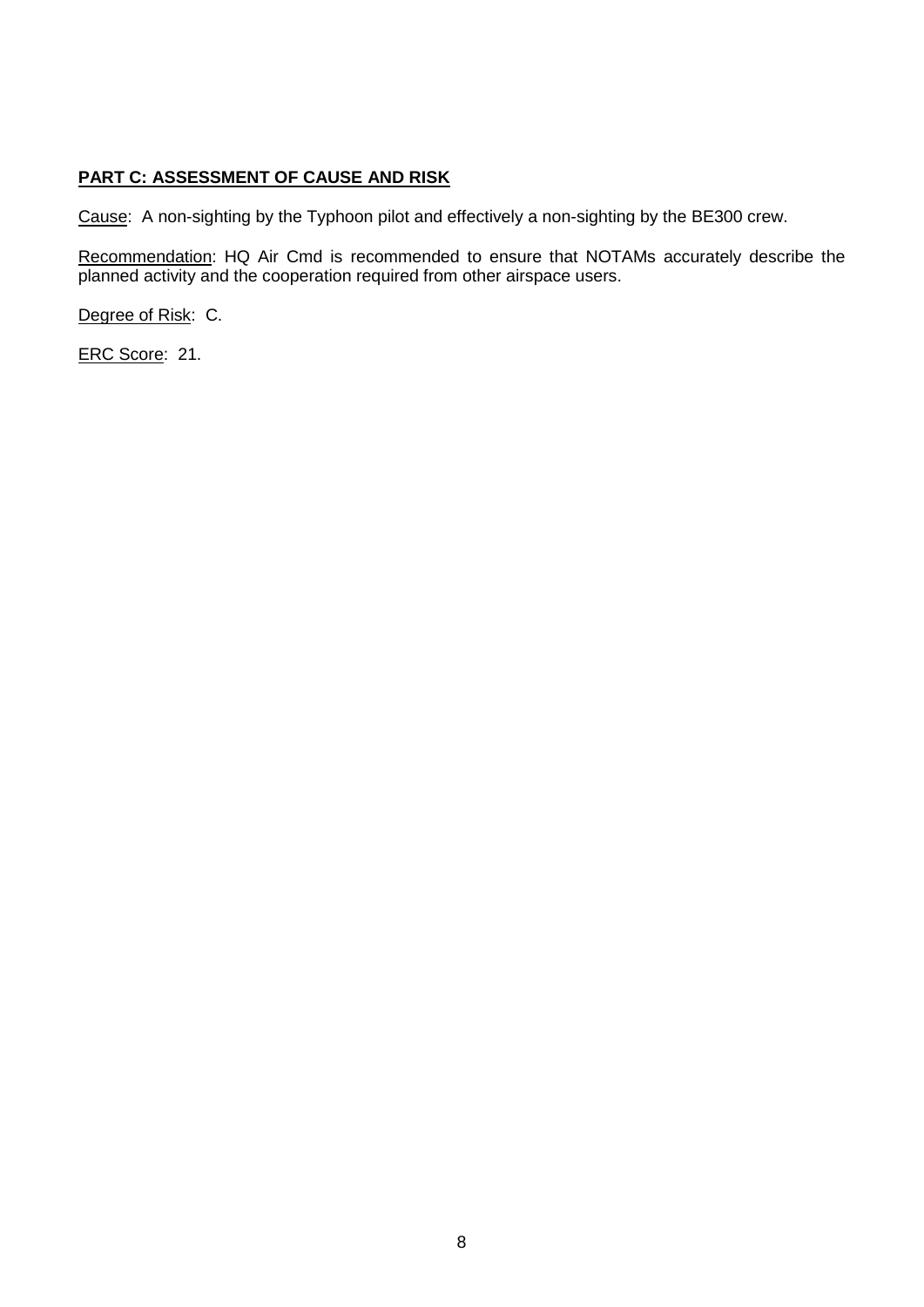**PART C: ASSESSMENT OF CAUSE AND RISK**

Cause: A non-sighting by the Typhoon pilot and effectively a non-sighting by the BE300 crew.

Recommendation: HQ Air Cmd is recommended to ensure that NOTAMs accurately describe the planned activity and the cooperation required from other airspace users.

Degree of Risk: C.

ERC Score: 21.